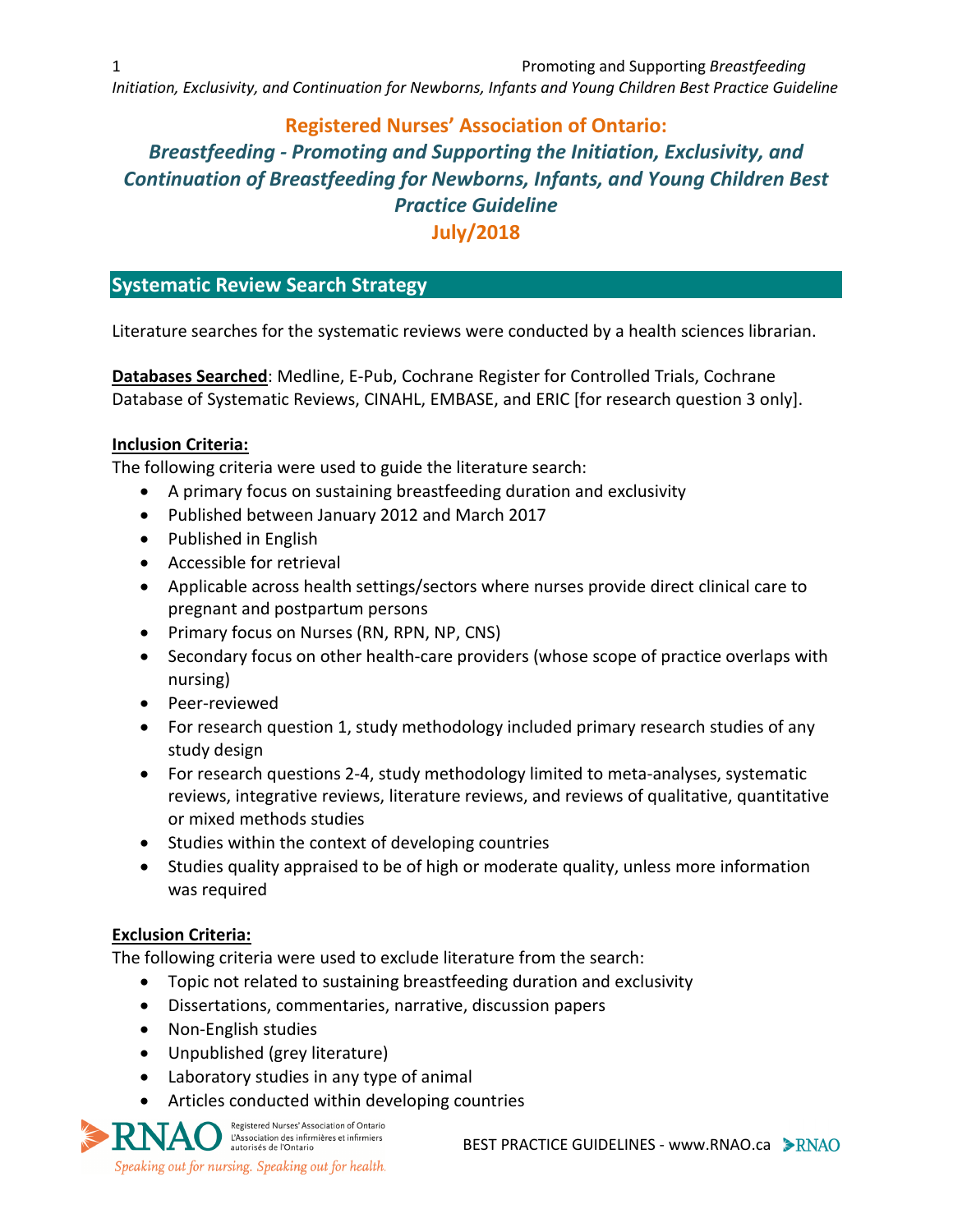# Registered Nurses' Association of Ontario:

## *Breastfeeding - Promoting and Supporting the Initiation, Exclusivity, and Continuation of Breastfeeding for Newborns, Infants, and Young Children Best Practice Guideline*

## July/2018

## Systematic Review Search Strategy

Literature searches for the systematic reviews were conducted by a health sciences librarian.

**Databases Searched**: Medline, E-Pub, Cochrane Register for Controlled Trials, Cochrane Database of Systematic Reviews, CINAHL, EMBASE, and ERIC [for research question 3 only].

**Inclusion Criteria:**

The following criteria were used to guide the literature search:

- A primary focus on sustaining breastfeeding duration and exclusivity
- Published between January 2012 and March 2017
- Published in English
- Accessible for retrieval
- Applicable across health settings/sectors where nurses provide direct clinical care to pregnant and postpartum persons
- Primary focus on Nurses (RN, RPN, NP, CNS)
- Secondary focus on other health-care providers (whose scope of practice overlaps with nursing)
- Peer-reviewed
- For research question 1, study methodology included primary research studies of any study design
- For research questions 2-4, study methodology limited to meta-analyses, systematic reviews, integrative reviews, literature reviews, and reviews of qualitative, quantitative or mixed methods studies
- Studies within the context of developing countries
- Studies quality appraised to be of high or moderate quality, unless more information was required

**Exclusion Criteria:**

The following criteria were used to exclude literature from the search:

- Topic not related to sustaining breastfeeding duration and exclusivity
- Dissertations, commentaries, narrative, discussion papers
- Non-English studies
- Unpublished (grey literature)
- Laboratory studies in any type of animal
- Articles conducted within developing countries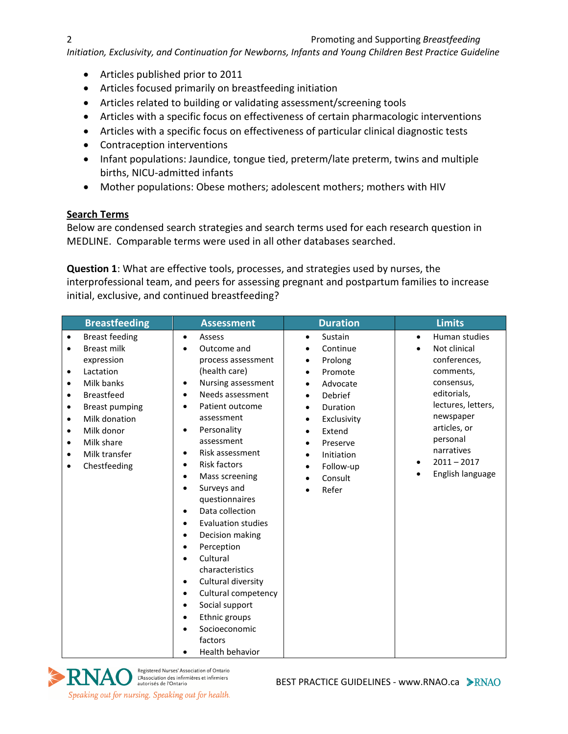- Articles published prior to 2011
- Articles focused primarily on breastfeeding initiation
- Articles related to building or validating assessment/screening tools
- Articles with a specific focus on effectiveness of certain pharmacologic interventions
- Articles with a specific focus on effectiveness of particular clinical diagnostic tests
- Contraception interventions
- Infant populations: Jaundice, tongue tied, preterm/late preterm, twins and multiple births, NICU-admitted infants
- Mother populations: Obese mothers; adolescent mothers; mothers with HIV

## Search Terms

Below are condensed search strategies and search terms used for each research question in MEDLINE. Comparable terms were used in all other databases searched.

**Question 1**: What are effective tools, processes, and strategies used by nurses, the interprofessional team, and peers for assessing pregnant and postpartum families to increase initial, exclusive, and continued breastfeeding?

| Breastfeeding | Assessment | Duration | Limits |
|---|---|---|---|
| • Breast feeding<br>• Breast milk expression<br>• Lactation<br>• Milk banks<br>• Breastfeed<br>• Breast pumping<br>• Milk donation<br>• Milk donor<br>• Milk share<br>• Milk transfer<br>• Chestfeeding | • Assess<br>• Outcome and process assessment (health care)<br>• Nursing assessment<br>• Needs assessment<br>• Patient outcome assessment<br>• Personality assessment<br>• Risk assessment<br>• Risk factors<br>• Mass screening<br>• Surveys and questionnaires<br>• Data collection<br>• Evaluation studies<br>• Decision making<br>• Perception<br>• Cultural characteristics<br>• Cultural diversity<br>• Cultural competency<br>• Social support<br>• Ethnic groups<br>• Socioeconomic factors<br>• Health behavior | • Sustain<br>• Continue<br>• Prolong<br>• Promote<br>• Advocate<br>• Debrief<br>• Duration<br>• Exclusivity<br>• Extend<br>• Preserve<br>• Initiation<br>• Follow-up<br>• Consult<br>• Refer | • Human studies<br>• Not clinical conferences, comments, consensus, editorials, lectures, letters, newspaper articles, or personal narratives<br>• 2011 – 2017<br>• English language |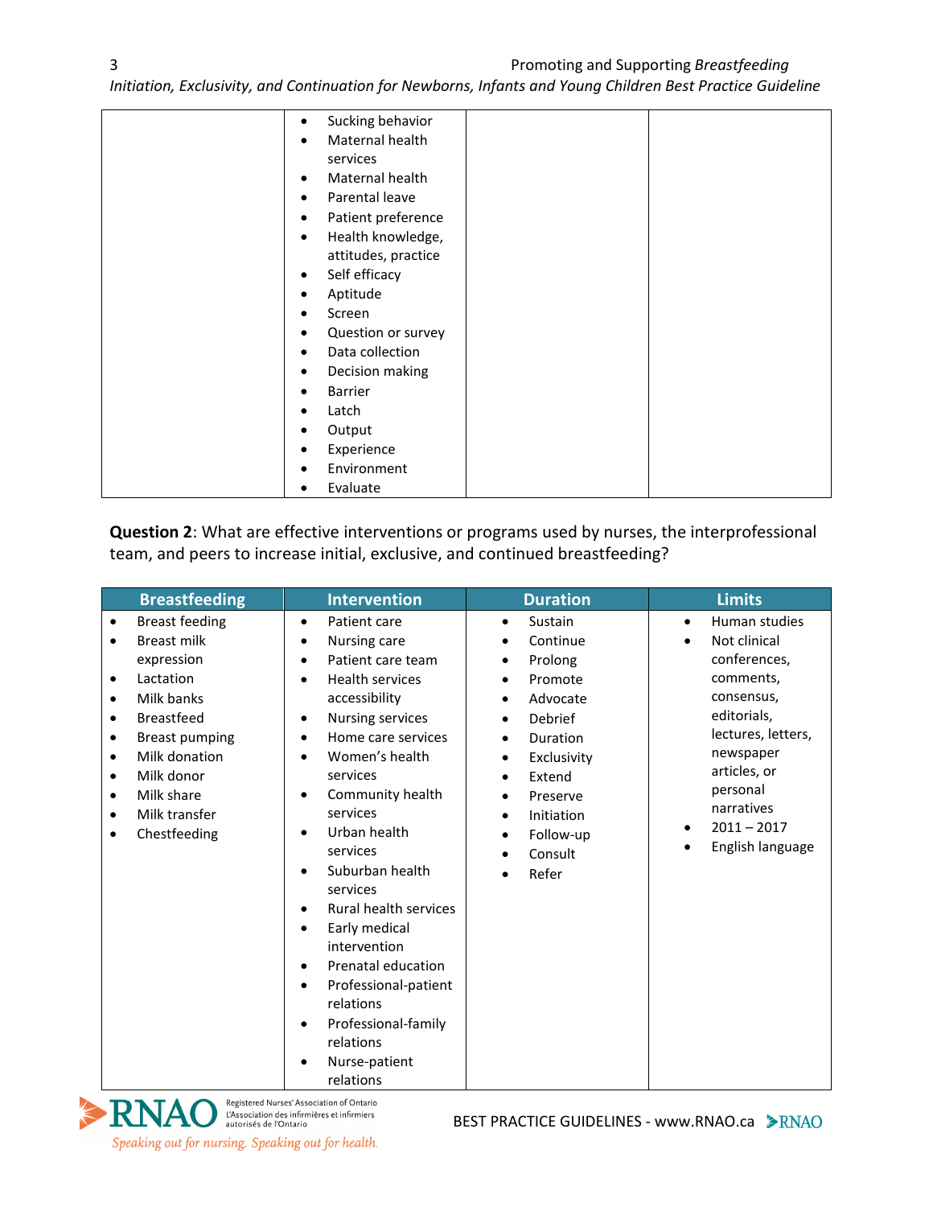| | | | |
|---|---|---|---|
| | • Sucking behavior<br>• Maternal health services<br>• Maternal health<br>• Parental leave<br>• Patient preference<br>• Health knowledge, attitudes, practice<br>• Self efficacy<br>• Aptitude<br>• Screen<br>• Question or survey<br>• Data collection<br>• Decision making<br>• Barrier<br>• Latch<br>• Output<br>• Experience<br>• Environment<br>• Evaluate | | |

**Question 2**: What are effective interventions or programs used by nurses, the interprofessional team, and peers to increase initial, exclusive, and continued breastfeeding?

| Breastfeeding | Intervention | Duration | Limits |
|---|---|---|---|
| • Breast feeding<br>• Breast milk expression<br>• Lactation<br>• Milk banks<br>• Breastfeed<br>• Breast pumping<br>• Milk donation<br>• Milk donor<br>• Milk share<br>• Milk transfer<br>• Chestfeeding | • Patient care<br>• Nursing care<br>• Patient care team<br>• Health services accessibility<br>• Nursing services<br>• Home care services<br>• Women's health services<br>• Community health services<br>• Urban health services<br>• Suburban health services<br>• Rural health services<br>• Early medical intervention<br>• Prenatal education<br>• Professional-patient relations<br>• Professional-family relations<br>• Nurse-patient relations | • Sustain<br>• Continue<br>• Prolong<br>• Promote<br>• Advocate<br>• Debrief<br>• Duration<br>• Exclusivity<br>• Extend<br>• Preserve<br>• Initiation<br>• Follow-up<br>• Consult<br>• Refer | • Human studies<br>• Not clinical conferences, comments, consensus, editorials, lectures, letters, newspaper articles, or personal narratives<br>• 2011 – 2017<br>• English language |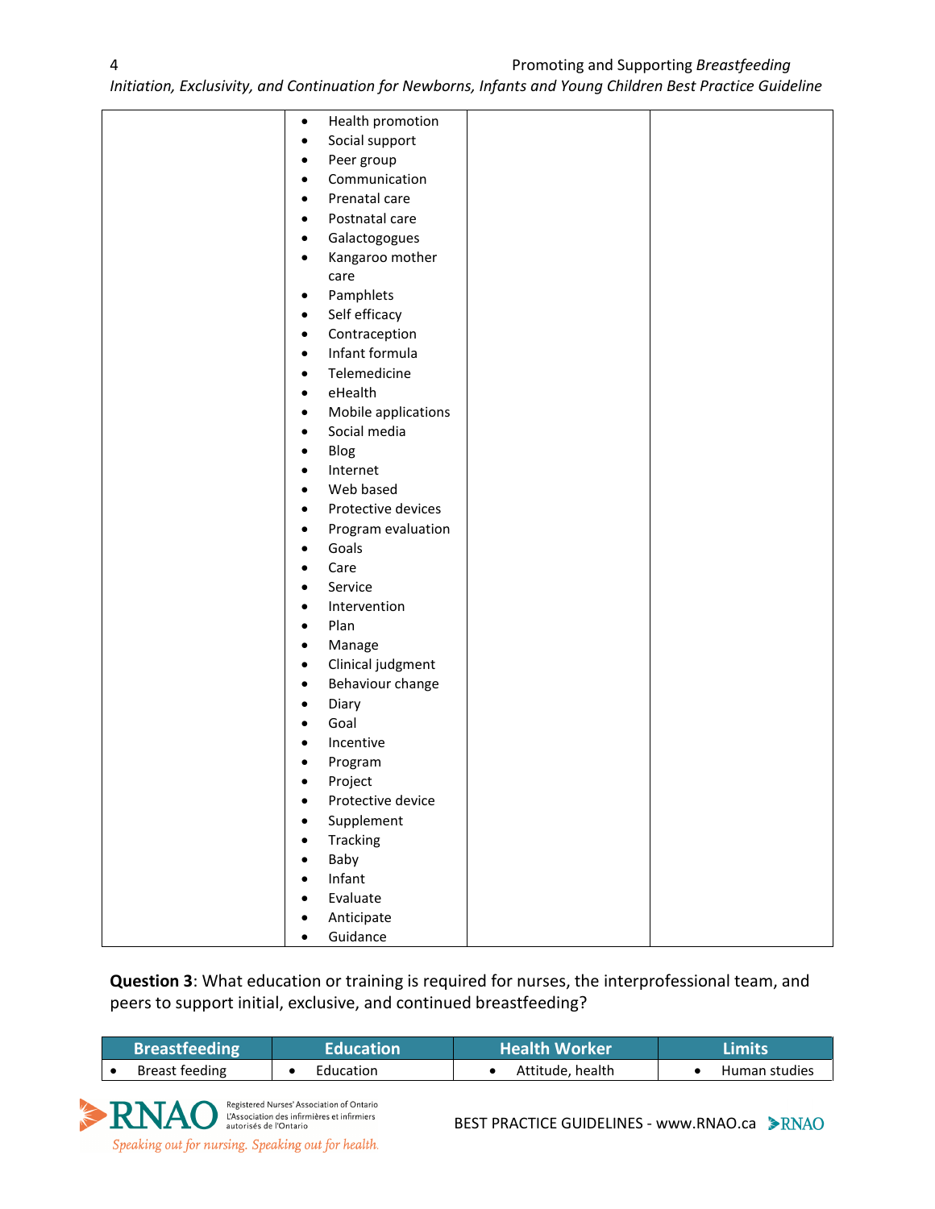| | | | |
|---|---|---|---|
| | • Health promotion<br>• Social support<br>• Peer group<br>• Communication<br>• Prenatal care<br>• Postnatal care<br>• Galactogogues<br>• Kangaroo mother care<br>• Pamphlets<br>• Self efficacy<br>• Contraception<br>• Infant formula<br>• Telemedicine<br>• eHealth<br>• Mobile applications<br>• Social media<br>• Blog<br>• Internet<br>• Web based<br>• Protective devices<br>• Program evaluation<br>• Goals<br>• Care<br>• Service<br>• Intervention<br>• Plan<br>• Manage<br>• Clinical judgment<br>• Behaviour change<br>• Diary<br>• Goal<br>• Incentive<br>• Program<br>• Project<br>• Protective device<br>• Supplement<br>• Tracking<br>• Baby<br>• Infant<br>• Evaluate<br>• Anticipate<br>• Guidance | | |

**Question 3**: What education or training is required for nurses, the interprofessional team, and peers to support initial, exclusive, and continued breastfeeding?

| Breastfeeding | Education | Health Worker | Limits |
|---|---|---|---|
| • Breast feeding | • Education | • Attitude, health | • Human studies |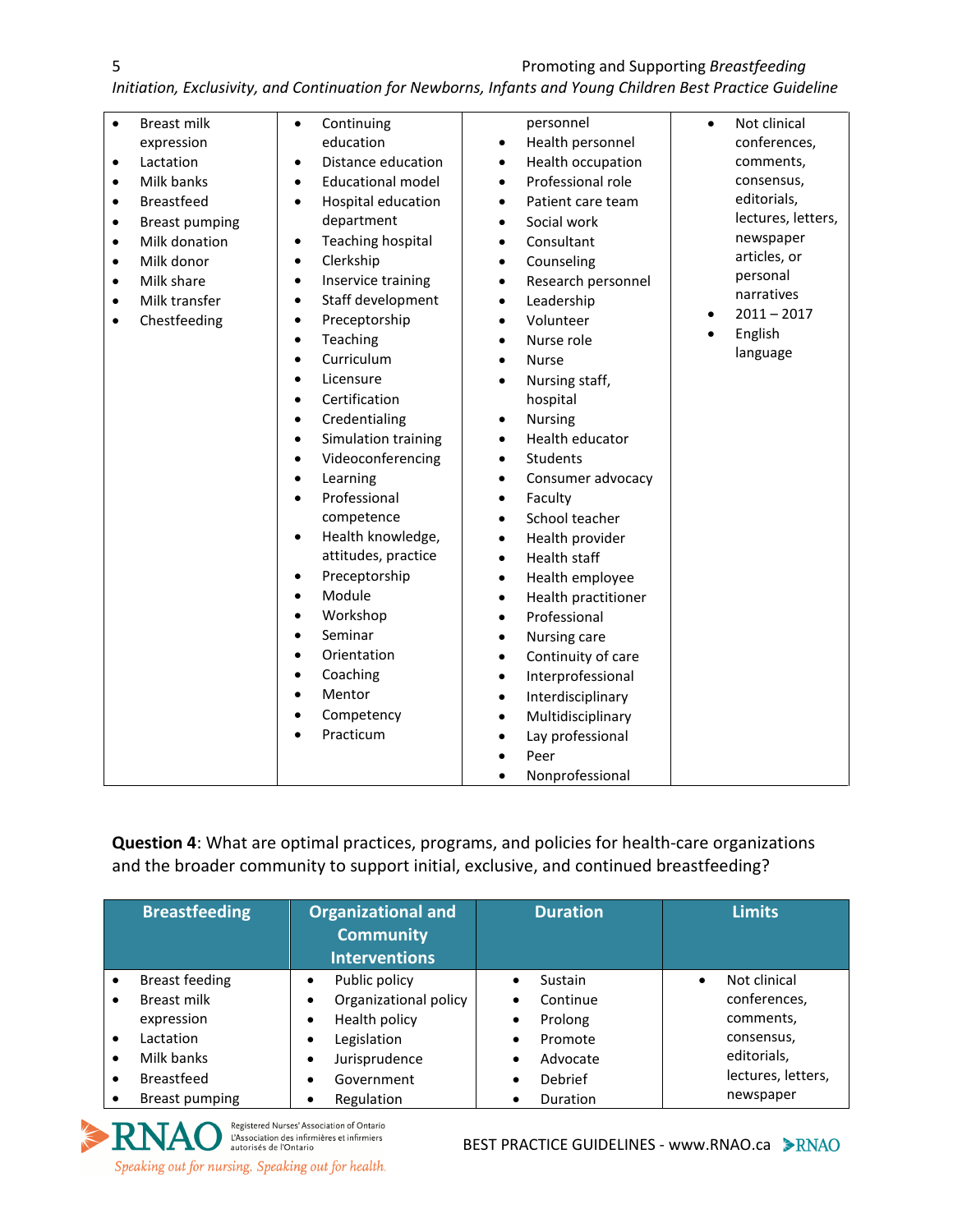| | | | |
|---|---|---|---|
| • Breast milk expression<br>• Lactation<br>• Milk banks<br>• Breastfeed<br>• Breast pumping<br>• Milk donation<br>• Milk donor<br>• Milk share<br>• Milk transfer<br>• Chestfeeding | • Continuing education<br>• Distance education<br>• Educational model<br>• Hospital education department<br>• Teaching hospital<br>• Clerkship<br>• Inservice training<br>• Staff development<br>• Preceptorship<br>• Teaching<br>• Curriculum<br>• Licensure<br>• Certification<br>• Credentialing<br>• Simulation training<br>• Videoconferencing<br>• Learning<br>• Professional competence<br>• Health knowledge, attitudes, practice<br>• Preceptorship<br>• Module<br>• Workshop<br>• Seminar<br>• Orientation<br>• Coaching<br>• Mentor<br>• Competency<br>• Practicum | personnel<br>• Health personnel<br>• Health occupation<br>• Professional role<br>• Patient care team<br>• Social work<br>• Consultant<br>• Counseling<br>• Research personnel<br>• Leadership<br>• Volunteer<br>• Nurse role<br>• Nurse<br>• Nursing staff, hospital<br>• Nursing<br>• Health educator<br>• Students<br>• Consumer advocacy<br>• Faculty<br>• School teacher<br>• Health provider<br>• Health staff<br>• Health employee<br>• Health practitioner<br>• Professional<br>• Nursing care<br>• Continuity of care<br>• Interprofessional<br>• Interdisciplinary<br>• Multidisciplinary<br>• Lay professional<br>• Peer<br>• Nonprofessional | • Not clinical conferences, comments, consensus, editorials, lectures, letters, newspaper articles, or personal narratives<br>• 2011 – 2017<br>• English language |

**Question 4**: What are optimal practices, programs, and policies for health-care organizations and the broader community to support initial, exclusive, and continued breastfeeding?

| Breastfeeding | Organizational and Community Interventions | Duration | Limits |
|---|---|---|---|
| • Breast feeding<br>• Breast milk expression<br>• Lactation<br>• Milk banks<br>• Breastfeed<br>• Breast pumping | • Public policy<br>• Organizational policy<br>• Health policy<br>• Legislation<br>• Jurisprudence<br>• Government<br>• Regulation | • Sustain<br>• Continue<br>• Prolong<br>• Promote<br>• Advocate<br>• Debrief<br>• Duration | • Not clinical conferences, comments, consensus, editorials, lectures, letters, newspaper |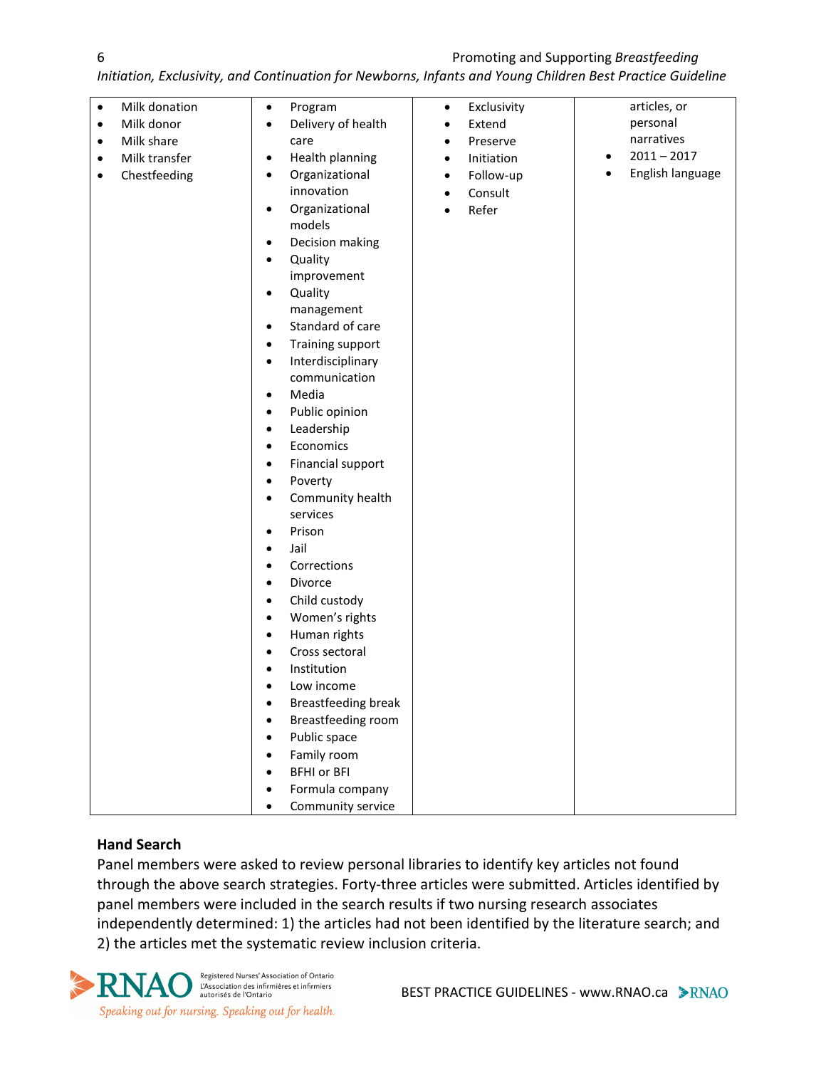| | | | |
|---|---|---|---|
| • Milk donation<br>• Milk donor<br>• Milk share<br>• Milk transfer<br>• Chestfeeding | • Program<br>• Delivery of health care<br>• Health planning<br>• Organizational innovation<br>• Organizational models<br>• Decision making<br>• Quality improvement<br>• Quality management<br>• Standard of care<br>• Training support<br>• Interdisciplinary communication<br>• Media<br>• Public opinion<br>• Leadership<br>• Economics<br>• Financial support<br>• Poverty<br>• Community health services<br>• Prison<br>• Jail<br>• Corrections<br>• Divorce<br>• Child custody<br>• Women's rights<br>• Human rights<br>• Cross sectoral<br>• Institution<br>• Low income<br>• Breastfeeding break<br>• Breastfeeding room<br>• Public space<br>• Family room<br>• BFHI or BFI<br>• Formula company<br>• Community service | • Exclusivity<br>• Extend<br>• Preserve<br>• Initiation<br>• Follow-up<br>• Consult<br>• Refer | articles, or personal narratives<br>• 2011 – 2017<br>• English language |

## Hand Search

Panel members were asked to review personal libraries to identify key articles not found through the above search strategies. Forty-three articles were submitted. Articles identified by panel members were included in the search results if two nursing research associates independently determined: 1) the articles had not been identified by the literature search; and 2) the articles met the systematic review inclusion criteria.